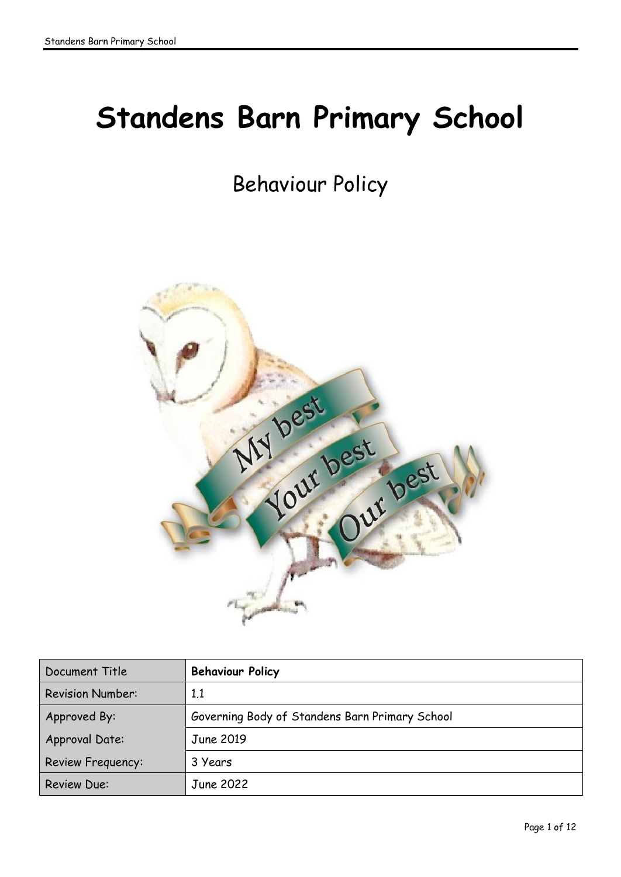# Standens Barn Primary School

## Behaviour Policy

| Document Title | **Behaviour Policy** |
|---|---|
| Revision Number: | 1.1 |
| Approved By: | Governing Body of Standens Barn Primary School |
| Approval Date: | June 2019 |
| Review Frequency: | 3 Years |
| Review Due: | June 2022 |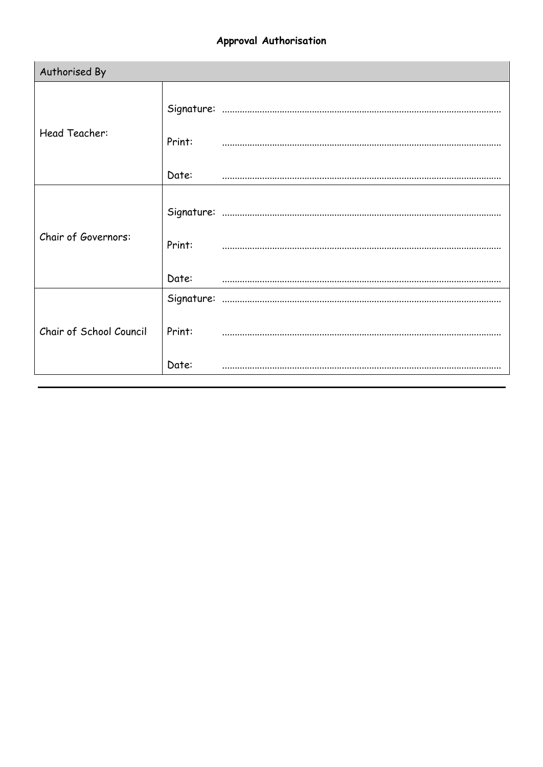**Approval Authorisation**

| Authorised By | |
|---|---|
| Head Teacher: | Signature: ............................................................................................................<br>Print: ............................................................................................................<br>Date: ............................................................................................................ |
| Chair of Governors: | Signature: ............................................................................................................<br>Print: ............................................................................................................<br>Date: ............................................................................................................ |
| Chair of School Council | Signature: ............................................................................................................<br>Print: ............................................................................................................<br>Date: ............................................................................................................ |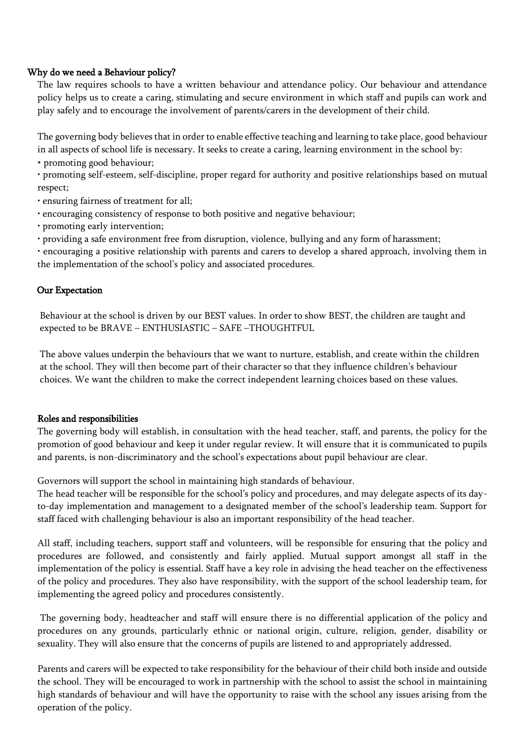## Why do we need a Behaviour policy?

The law requires schools to have a written behaviour and attendance policy. Our behaviour and attendance policy helps us to create a caring, stimulating and secure environment in which staff and pupils can work and play safely and to encourage the involvement of parents/carers in the development of their child.

The governing body believes that in order to enable effective teaching and learning to take place, good behaviour in all aspects of school life is necessary. It seeks to create a caring, learning environment in the school by:

- promoting good behaviour;
- promoting self-esteem, self-discipline, proper regard for authority and positive relationships based on mutual respect;
- ensuring fairness of treatment for all;
- encouraging consistency of response to both positive and negative behaviour;
- promoting early intervention;
- providing a safe environment free from disruption, violence, bullying and any form of harassment;
- encouraging a positive relationship with parents and carers to develop a shared approach, involving them in the implementation of the school's policy and associated procedures.

## Our Expectation

Behaviour at the school is driven by our BEST values. In order to show BEST, the children are taught and expected to be BRAVE – ENTHUSIASTIC – SAFE –THOUGHTFUL

The above values underpin the behaviours that we want to nurture, establish, and create within the children at the school. They will then become part of their character so that they influence children's behaviour choices. We want the children to make the correct independent learning choices based on these values.

## Roles and responsibilities

The governing body will establish, in consultation with the head teacher, staff, and parents, the policy for the promotion of good behaviour and keep it under regular review. It will ensure that it is communicated to pupils and parents, is non-discriminatory and the school's expectations about pupil behaviour are clear.

Governors will support the school in maintaining high standards of behaviour.

The head teacher will be responsible for the school's policy and procedures, and may delegate aspects of its day-to-day implementation and management to a designated member of the school's leadership team. Support for staff faced with challenging behaviour is also an important responsibility of the head teacher.

All staff, including teachers, support staff and volunteers, will be responsible for ensuring that the policy and procedures are followed, and consistently and fairly applied. Mutual support amongst all staff in the implementation of the policy is essential. Staff have a key role in advising the head teacher on the effectiveness of the policy and procedures. They also have responsibility, with the support of the school leadership team, for implementing the agreed policy and procedures consistently.

The governing body, headteacher and staff will ensure there is no differential application of the policy and procedures on any grounds, particularly ethnic or national origin, culture, religion, gender, disability or sexuality. They will also ensure that the concerns of pupils are listened to and appropriately addressed.

Parents and carers will be expected to take responsibility for the behaviour of their child both inside and outside the school. They will be encouraged to work in partnership with the school to assist the school in maintaining high standards of behaviour and will have the opportunity to raise with the school any issues arising from the operation of the policy.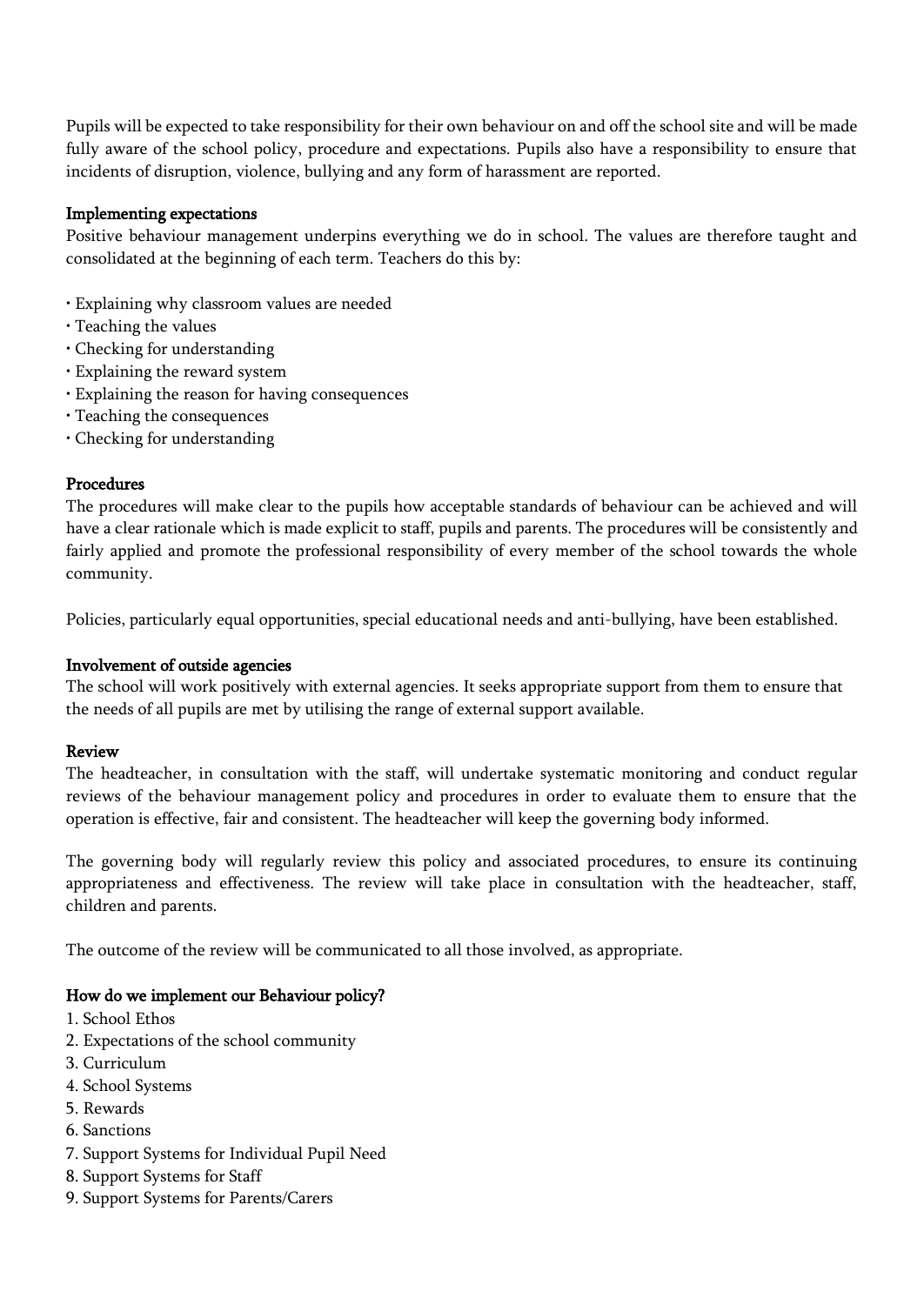Pupils will be expected to take responsibility for their own behaviour on and off the school site and will be made fully aware of the school policy, procedure and expectations. Pupils also have a responsibility to ensure that incidents of disruption, violence, bullying and any form of harassment are reported.

### Implementing expectations

Positive behaviour management underpins everything we do in school. The values are therefore taught and consolidated at the beginning of each term. Teachers do this by:

- Explaining why classroom values are needed
- Teaching the values
- Checking for understanding
- Explaining the reward system
- Explaining the reason for having consequences
- Teaching the consequences
- Checking for understanding

### Procedures

The procedures will make clear to the pupils how acceptable standards of behaviour can be achieved and will have a clear rationale which is made explicit to staff, pupils and parents. The procedures will be consistently and fairly applied and promote the professional responsibility of every member of the school towards the whole community.

Policies, particularly equal opportunities, special educational needs and anti-bullying, have been established.

### Involvement of outside agencies

The school will work positively with external agencies. It seeks appropriate support from them to ensure that the needs of all pupils are met by utilising the range of external support available.

### Review

The headteacher, in consultation with the staff, will undertake systematic monitoring and conduct regular reviews of the behaviour management policy and procedures in order to evaluate them to ensure that the operation is effective, fair and consistent. The headteacher will keep the governing body informed.

The governing body will regularly review this policy and associated procedures, to ensure its continuing appropriateness and effectiveness. The review will take place in consultation with the headteacher, staff, children and parents.

The outcome of the review will be communicated to all those involved, as appropriate.

### How do we implement our Behaviour policy?

1. School Ethos
2. Expectations of the school community
3. Curriculum
4. School Systems
5. Rewards
6. Sanctions
7. Support Systems for Individual Pupil Need
8. Support Systems for Staff
9. Support Systems for Parents/Carers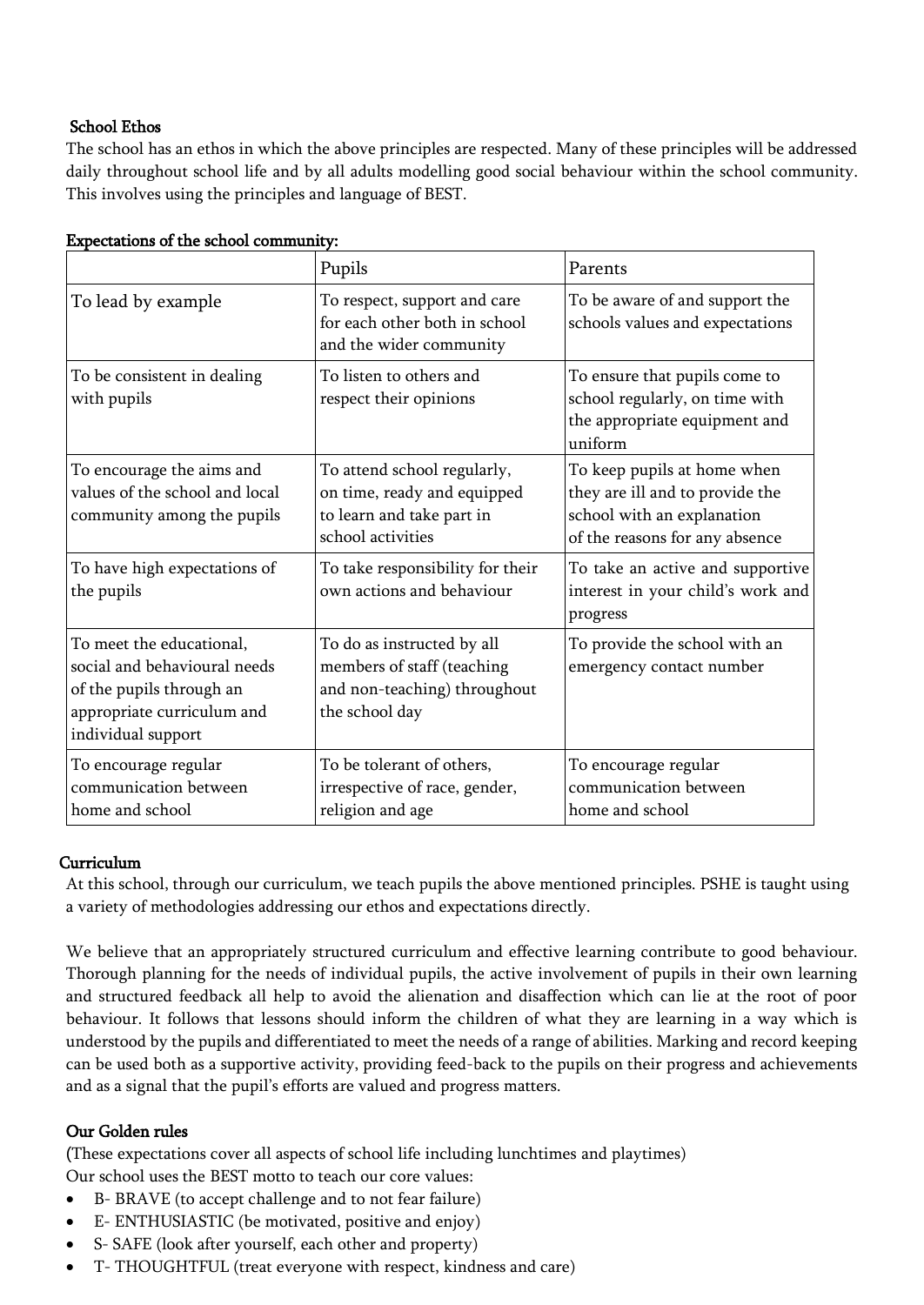### School Ethos

The school has an ethos in which the above principles are respected. Many of these principles will be addressed daily throughout school life and by all adults modelling good social behaviour within the school community. This involves using the principles and language of BEST.

**Expectations of the school community:**

| | Pupils | Parents |
|---|---|---|
| To lead by example | To respect, support and care for each other both in school and the wider community | To be aware of and support the schools values and expectations |
| To be consistent in dealing with pupils | To listen to others and respect their opinions | To ensure that pupils come to school regularly, on time with the appropriate equipment and uniform |
| To encourage the aims and values of the school and local community among the pupils | To attend school regularly, on time, ready and equipped to learn and take part in school activities | To keep pupils at home when they are ill and to provide the school with an explanation of the reasons for any absence |
| To have high expectations of the pupils | To take responsibility for their own actions and behaviour | To take an active and supportive interest in your child's work and progress |
| To meet the educational, social and behavioural needs of the pupils through an appropriate curriculum and individual support | To do as instructed by all members of staff (teaching and non-teaching) throughout the school day | To provide the school with an emergency contact number |
| To encourage regular communication between home and school | To be tolerant of others, irrespective of race, gender, religion and age | To encourage regular communication between home and school |

### Curriculum

At this school, through our curriculum, we teach pupils the above mentioned principles. PSHE is taught using a variety of methodologies addressing our ethos and expectations directly.

We believe that an appropriately structured curriculum and effective learning contribute to good behaviour. Thorough planning for the needs of individual pupils, the active involvement of pupils in their own learning and structured feedback all help to avoid the alienation and disaffection which can lie at the root of poor behaviour. It follows that lessons should inform the children of what they are learning in a way which is understood by the pupils and differentiated to meet the needs of a range of abilities. Marking and record keeping can be used both as a supportive activity, providing feed-back to the pupils on their progress and achievements and as a signal that the pupil's efforts are valued and progress matters.

### Our Golden rules

(These expectations cover all aspects of school life including lunchtimes and playtimes)

Our school uses the BEST motto to teach our core values:

- B- BRAVE (to accept challenge and to not fear failure)
- E- ENTHUSIASTIC (be motivated, positive and enjoy)
- S- SAFE (look after yourself, each other and property)
- T- THOUGHTFUL (treat everyone with respect, kindness and care)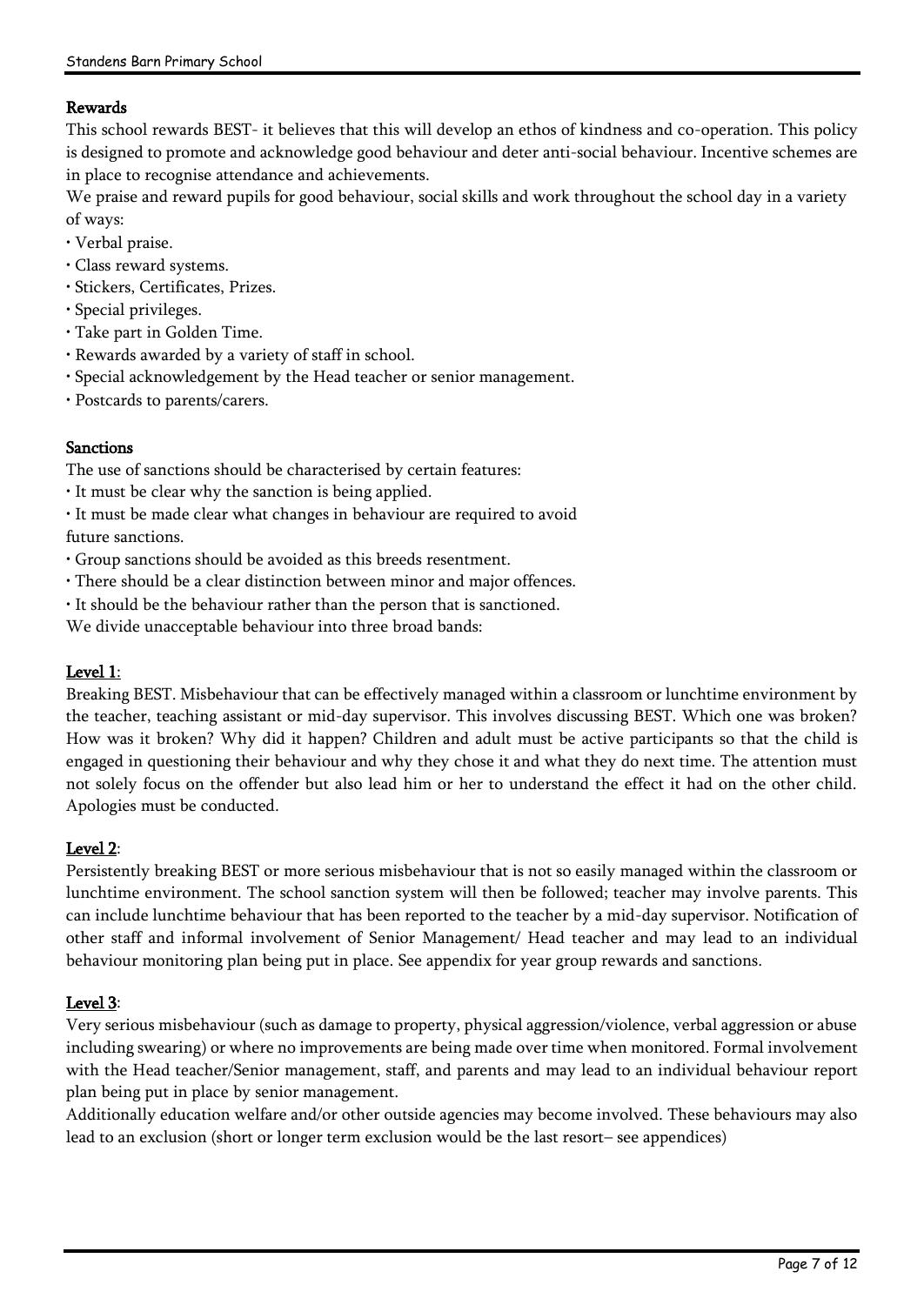**Rewards**

This school rewards BEST- it believes that this will develop an ethos of kindness and co-operation. This policy is designed to promote and acknowledge good behaviour and deter anti-social behaviour. Incentive schemes are in place to recognise attendance and achievements.

We praise and reward pupils for good behaviour, social skills and work throughout the school day in a variety of ways:

- Verbal praise.
- Class reward systems.
- Stickers, Certificates, Prizes.
- Special privileges.
- Take part in Golden Time.
- Rewards awarded by a variety of staff in school.
- Special acknowledgement by the Head teacher or senior management.
- Postcards to parents/carers.

**Sanctions**

The use of sanctions should be characterised by certain features:

- It must be clear why the sanction is being applied.
- It must be made clear what changes in behaviour are required to avoid future sanctions.
- Group sanctions should be avoided as this breeds resentment.
- There should be a clear distinction between minor and major offences.
- It should be the behaviour rather than the person that is sanctioned.

We divide unacceptable behaviour into three broad bands:

**Level 1**:

Breaking BEST. Misbehaviour that can be effectively managed within a classroom or lunchtime environment by the teacher, teaching assistant or mid-day supervisor. This involves discussing BEST. Which one was broken? How was it broken? Why did it happen? Children and adult must be active participants so that the child is engaged in questioning their behaviour and why they chose it and what they do next time. The attention must not solely focus on the offender but also lead him or her to understand the effect it had on the other child. Apologies must be conducted.

**Level 2**:

Persistently breaking BEST or more serious misbehaviour that is not so easily managed within the classroom or lunchtime environment. The school sanction system will then be followed; teacher may involve parents. This can include lunchtime behaviour that has been reported to the teacher by a mid-day supervisor. Notification of other staff and informal involvement of Senior Management/ Head teacher and may lead to an individual behaviour monitoring plan being put in place. See appendix for year group rewards and sanctions.

**Level 3**:

Very serious misbehaviour (such as damage to property, physical aggression/violence, verbal aggression or abuse including swearing) or where no improvements are being made over time when monitored. Formal involvement with the Head teacher/Senior management, staff, and parents and may lead to an individual behaviour report plan being put in place by senior management.

Additionally education welfare and/or other outside agencies may become involved. These behaviours may also lead to an exclusion (short or longer term exclusion would be the last resort– see appendices)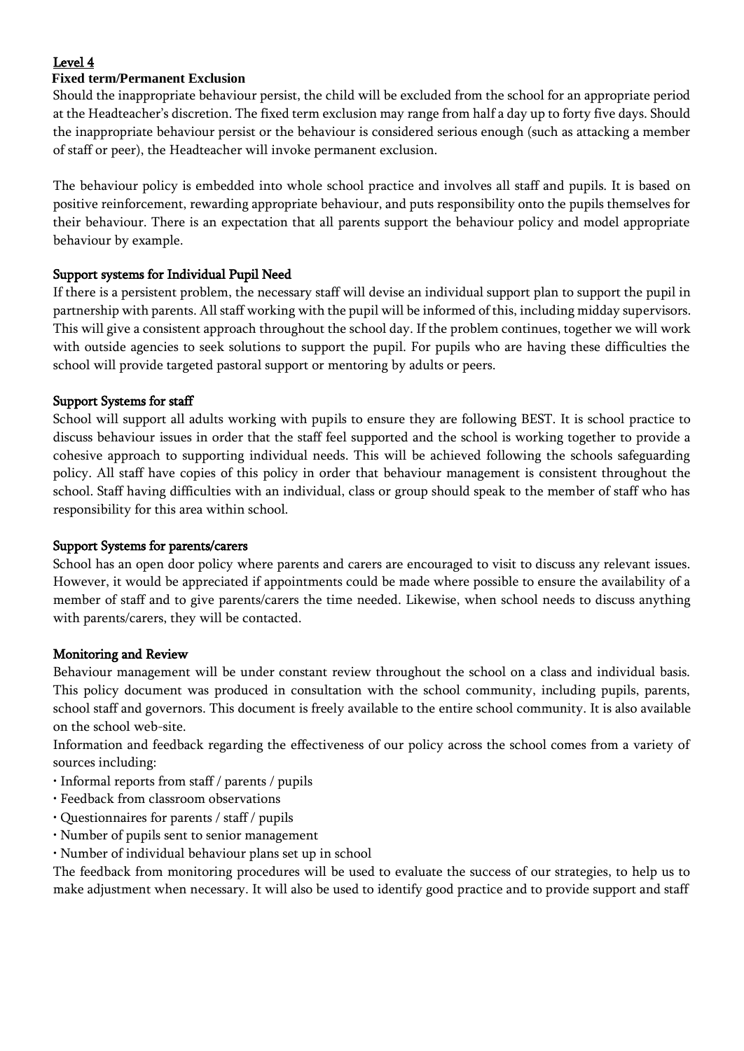## Level 4

**Fixed term/Permanent Exclusion**

Should the inappropriate behaviour persist, the child will be excluded from the school for an appropriate period at the Headteacher's discretion. The fixed term exclusion may range from half a day up to forty five days. Should the inappropriate behaviour persist or the behaviour is considered serious enough (such as attacking a member of staff or peer), the Headteacher will invoke permanent exclusion.

The behaviour policy is embedded into whole school practice and involves all staff and pupils. It is based on positive reinforcement, rewarding appropriate behaviour, and puts responsibility onto the pupils themselves for their behaviour. There is an expectation that all parents support the behaviour policy and model appropriate behaviour by example.

### Support systems for Individual Pupil Need

If there is a persistent problem, the necessary staff will devise an individual support plan to support the pupil in partnership with parents. All staff working with the pupil will be informed of this, including midday supervisors. This will give a consistent approach throughout the school day. If the problem continues, together we will work with outside agencies to seek solutions to support the pupil. For pupils who are having these difficulties the school will provide targeted pastoral support or mentoring by adults or peers.

### Support Systems for staff

School will support all adults working with pupils to ensure they are following BEST. It is school practice to discuss behaviour issues in order that the staff feel supported and the school is working together to provide a cohesive approach to supporting individual needs. This will be achieved following the schools safeguarding policy. All staff have copies of this policy in order that behaviour management is consistent throughout the school. Staff having difficulties with an individual, class or group should speak to the member of staff who has responsibility for this area within school.

### Support Systems for parents/carers

School has an open door policy where parents and carers are encouraged to visit to discuss any relevant issues. However, it would be appreciated if appointments could be made where possible to ensure the availability of a member of staff and to give parents/carers the time needed. Likewise, when school needs to discuss anything with parents/carers, they will be contacted.

### Monitoring and Review

Behaviour management will be under constant review throughout the school on a class and individual basis. This policy document was produced in consultation with the school community, including pupils, parents, school staff and governors. This document is freely available to the entire school community. It is also available on the school web-site.

Information and feedback regarding the effectiveness of our policy across the school comes from a variety of sources including:

- Informal reports from staff / parents / pupils
- Feedback from classroom observations
- Questionnaires for parents / staff / pupils
- Number of pupils sent to senior management
- Number of individual behaviour plans set up in school

The feedback from monitoring procedures will be used to evaluate the success of our strategies, to help us to make adjustment when necessary. It will also be used to identify good practice and to provide support and staff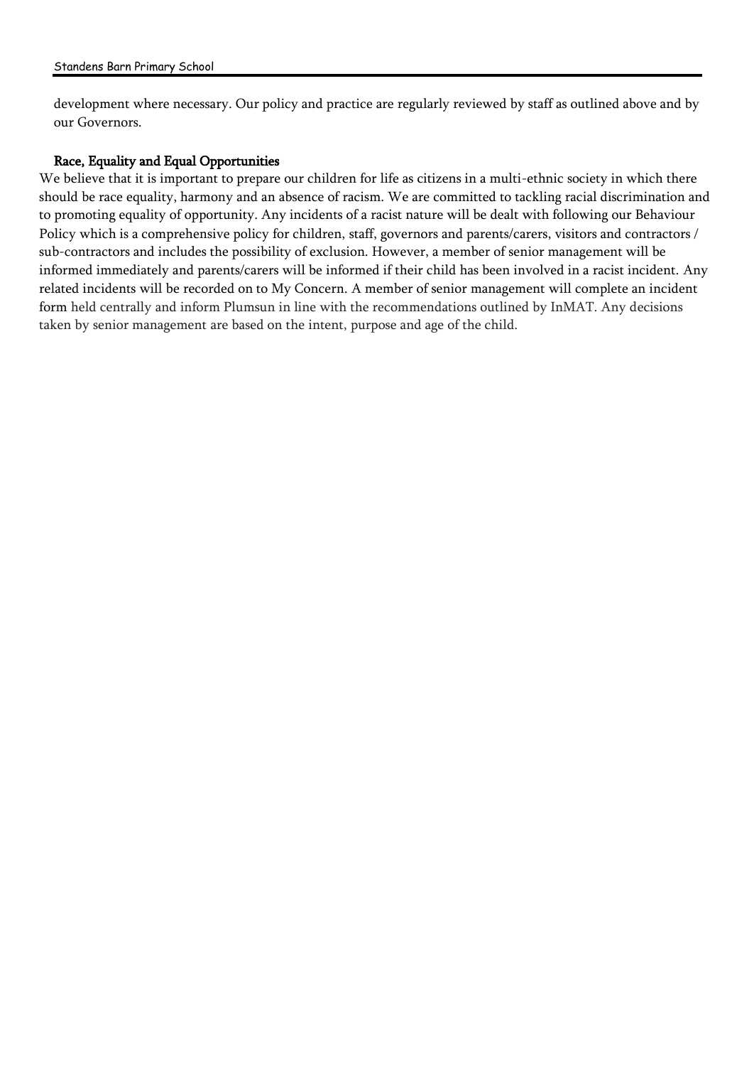development where necessary. Our policy and practice are regularly reviewed by staff as outlined above and by our Governors.

### Race, Equality and Equal Opportunities

We believe that it is important to prepare our children for life as citizens in a multi-ethnic society in which there should be race equality, harmony and an absence of racism. We are committed to tackling racial discrimination and to promoting equality of opportunity. Any incidents of a racist nature will be dealt with following our Behaviour Policy which is a comprehensive policy for children, staff, governors and parents/carers, visitors and contractors / sub-contractors and includes the possibility of exclusion. However, a member of senior management will be informed immediately and parents/carers will be informed if their child has been involved in a racist incident. Any related incidents will be recorded on to My Concern. A member of senior management will complete an incident form held centrally and inform Plumsun in line with the recommendations outlined by InMAT. Any decisions taken by senior management are based on the intent, purpose and age of the child.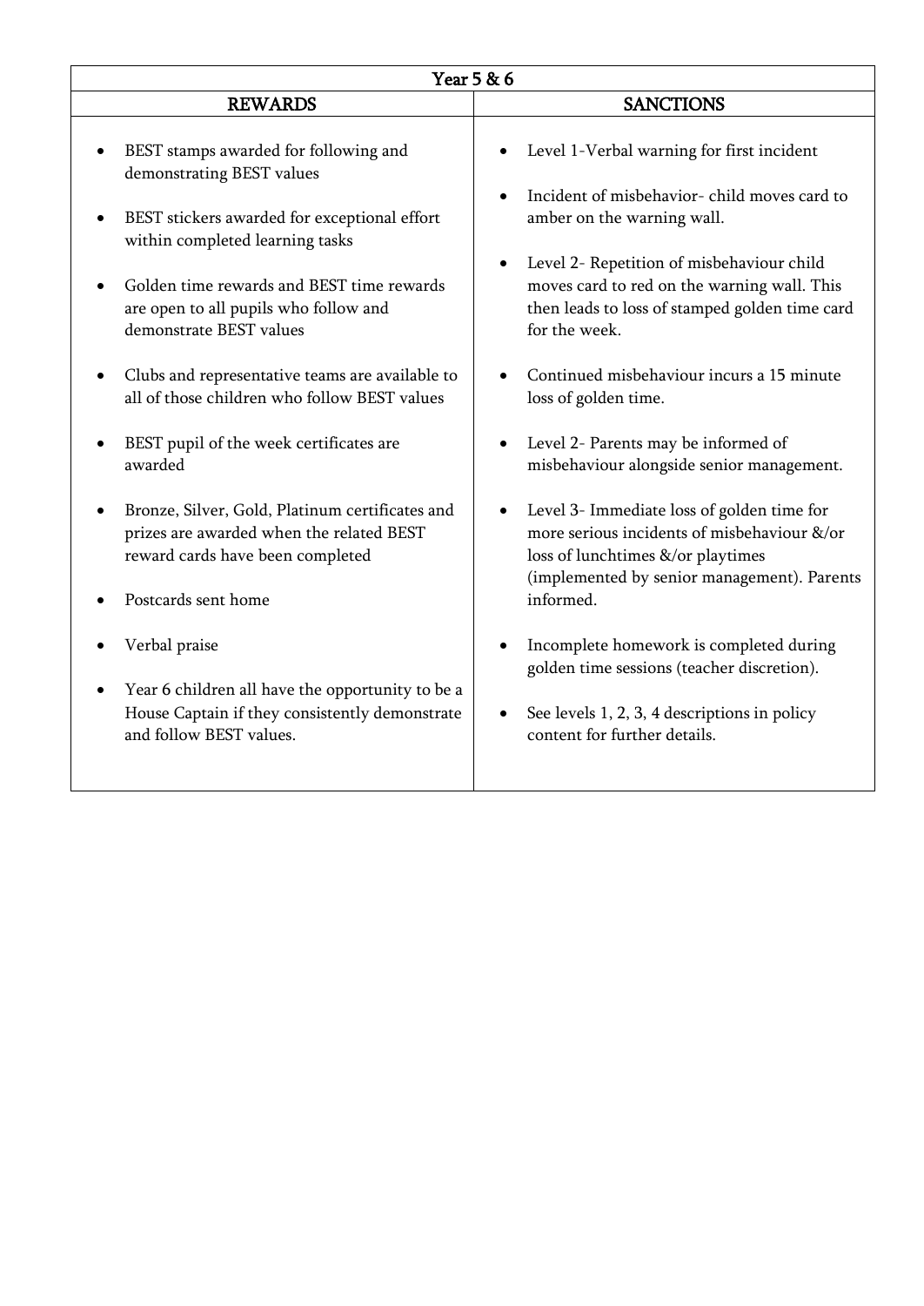<table>
<tr><th colspan="2">Year 5 &amp; 6</th></tr>
<tr><th>REWARDS</th><th>SANCTIONS</th></tr>
<tr>
<td>
<ul>
<li>BEST stamps awarded for following and demonstrating BEST values</li>
<li>BEST stickers awarded for exceptional effort within completed learning tasks</li>
<li>Golden time rewards and BEST time rewards are open to all pupils who follow and demonstrate BEST values</li>
<li>Clubs and representative teams are available to all of those children who follow BEST values</li>
<li>BEST pupil of the week certificates are awarded</li>
<li>Bronze, Silver, Gold, Platinum certificates and prizes are awarded when the related BEST reward cards have been completed</li>
<li>Postcards sent home</li>
<li>Verbal praise</li>
<li>Year 6 children all have the opportunity to be a House Captain if they consistently demonstrate and follow BEST values.</li>
</ul>
</td>
<td>
<ul>
<li>Level 1-Verbal warning for first incident</li>
<li>Incident of misbehavior- child moves card to amber on the warning wall.</li>
<li>Level 2- Repetition of misbehaviour child moves card to red on the warning wall. This then leads to loss of stamped golden time card for the week.</li>
<li>Continued misbehaviour incurs a 15 minute loss of golden time.</li>
<li>Level 2- Parents may be informed of misbehaviour alongside senior management.</li>
<li>Level 3- Immediate loss of golden time for more serious incidents of misbehaviour &amp;/or loss of lunchtimes &amp;/or playtimes (implemented by senior management). Parents informed.</li>
<li>Incomplete homework is completed during golden time sessions (teacher discretion).</li>
<li>See levels 1, 2, 3, 4 descriptions in policy content for further details.</li>
</ul>
</td>
</tr>
</table>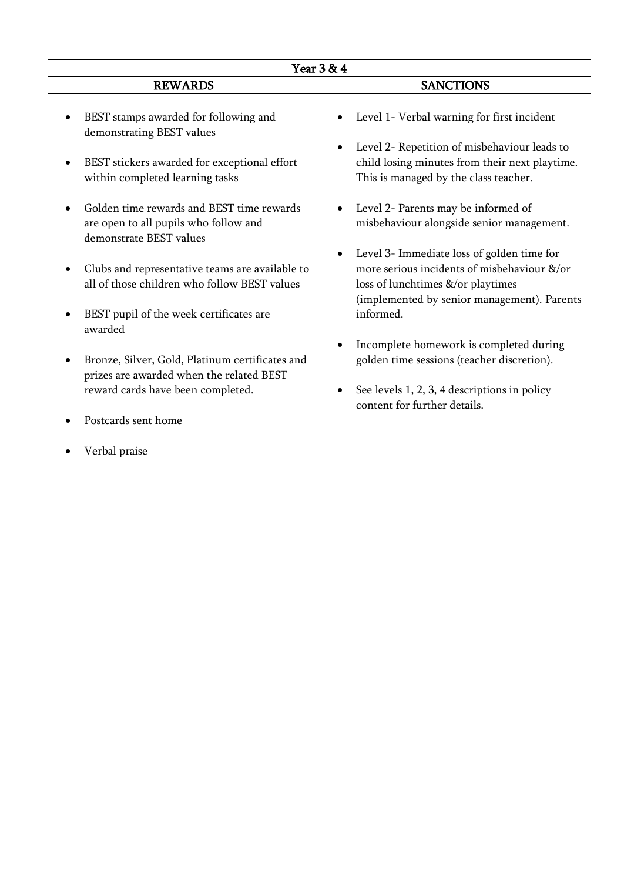| Year 3 & 4 | |
|---|---|
| **REWARDS** | **SANCTIONS** |
| • BEST stamps awarded for following and demonstrating BEST values<br><br>• BEST stickers awarded for exceptional effort within completed learning tasks<br><br>• Golden time rewards and BEST time rewards are open to all pupils who follow and demonstrate BEST values<br><br>• Clubs and representative teams are available to all of those children who follow BEST values<br><br>• BEST pupil of the week certificates are awarded<br><br>• Bronze, Silver, Gold, Platinum certificates and prizes are awarded when the related BEST reward cards have been completed.<br><br>• Postcards sent home<br><br>• Verbal praise | • Level 1- Verbal warning for first incident<br><br>• Level 2- Repetition of misbehaviour leads to child losing minutes from their next playtime. This is managed by the class teacher.<br><br>• Level 2- Parents may be informed of misbehaviour alongside senior management.<br><br>• Level 3- Immediate loss of golden time for more serious incidents of misbehaviour &/or loss of lunchtimes &/or playtimes (implemented by senior management). Parents informed.<br><br>• Incomplete homework is completed during golden time sessions (teacher discretion).<br><br>• See levels 1, 2, 3, 4 descriptions in policy content for further details. |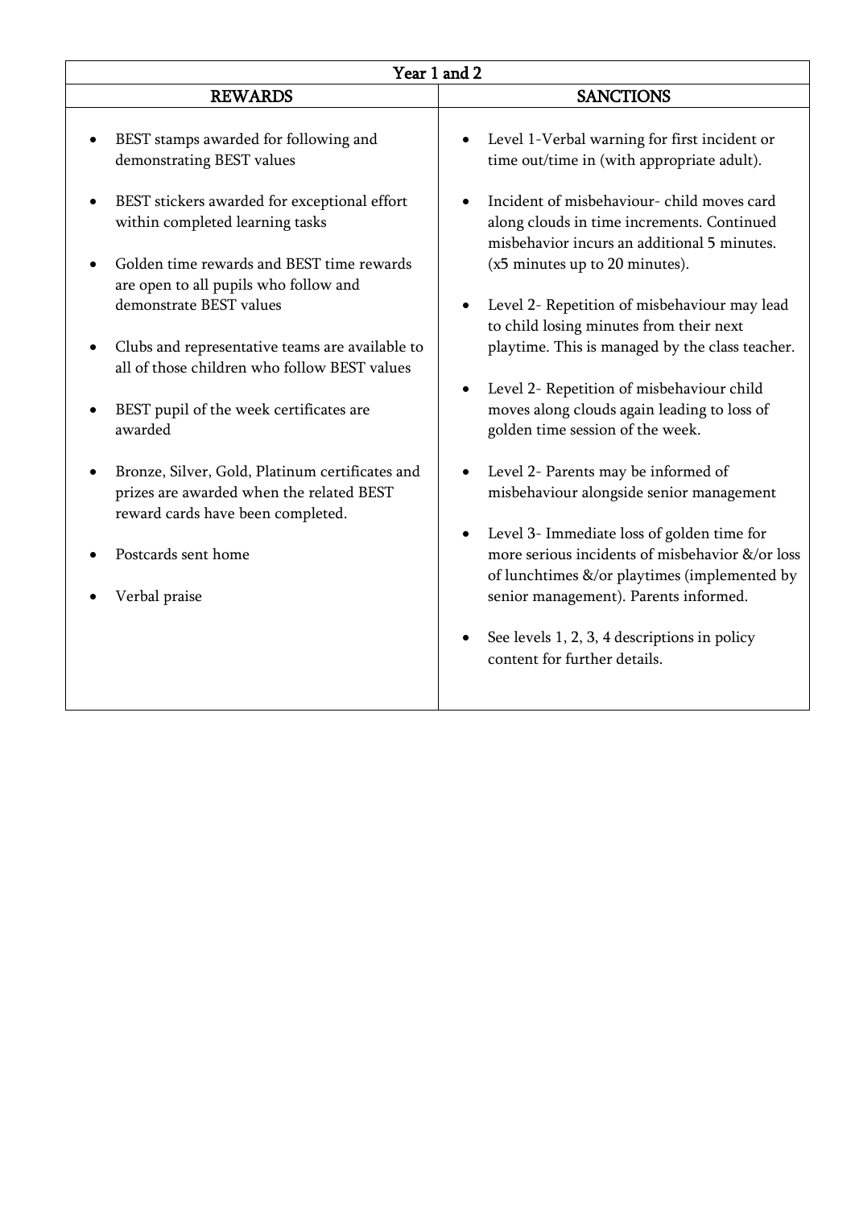<table>
<tr><th colspan="2">Year 1 and 2</th></tr>
<tr><th>REWARDS</th><th>SANCTIONS</th></tr>
<tr>
<td>

- BEST stamps awarded for following and demonstrating BEST values
- BEST stickers awarded for exceptional effort within completed learning tasks
- Golden time rewards and BEST time rewards are open to all pupils who follow and demonstrate BEST values
- Clubs and representative teams are available to all of those children who follow BEST values
- BEST pupil of the week certificates are awarded
- Bronze, Silver, Gold, Platinum certificates and prizes are awarded when the related BEST reward cards have been completed.
- Postcards sent home
- Verbal praise

</td>
<td>

- Level 1-Verbal warning for first incident or time out/time in (with appropriate adult).
- Incident of misbehaviour- child moves card along clouds in time increments. Continued misbehavior incurs an additional 5 minutes. (x5 minutes up to 20 minutes).
- Level 2- Repetition of misbehaviour may lead to child losing minutes from their next playtime. This is managed by the class teacher.
- Level 2- Repetition of misbehaviour child moves along clouds again leading to loss of golden time session of the week.
- Level 2- Parents may be informed of misbehaviour alongside senior management
- Level 3- Immediate loss of golden time for more serious incidents of misbehavior &/or loss of lunchtimes &/or playtimes (implemented by senior management). Parents informed.
- See levels 1, 2, 3, 4 descriptions in policy content for further details.

</td>
</tr>
</table>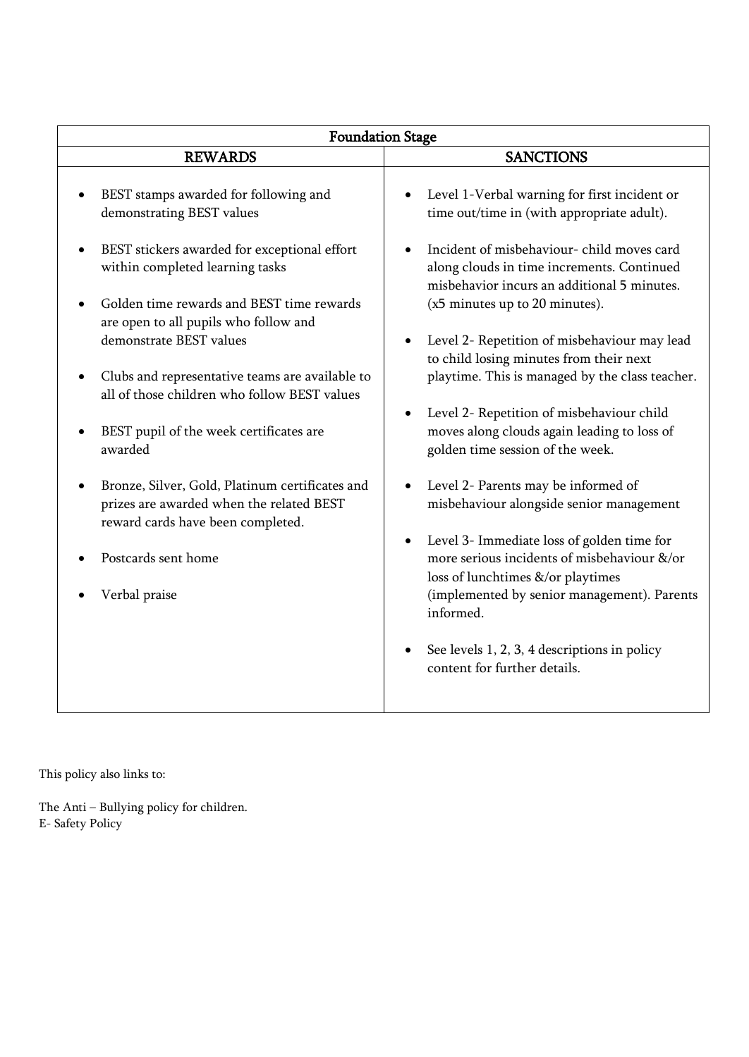| Foundation Stage | |
|---|---|
| REWARDS | SANCTIONS |
| • BEST stamps awarded for following and demonstrating BEST values<br>• BEST stickers awarded for exceptional effort within completed learning tasks<br>• Golden time rewards and BEST time rewards are open to all pupils who follow and demonstrate BEST values<br>• Clubs and representative teams are available to all of those children who follow BEST values<br>• BEST pupil of the week certificates are awarded<br>• Bronze, Silver, Gold, Platinum certificates and prizes are awarded when the related BEST reward cards have been completed.<br>• Postcards sent home<br>• Verbal praise | • Level 1-Verbal warning for first incident or time out/time in (with appropriate adult).<br>• Incident of misbehaviour- child moves card along clouds in time increments. Continued misbehavior incurs an additional 5 minutes. (x5 minutes up to 20 minutes).<br>• Level 2- Repetition of misbehaviour may lead to child losing minutes from their next playtime. This is managed by the class teacher.<br>• Level 2- Repetition of misbehaviour child moves along clouds again leading to loss of golden time session of the week.<br>• Level 2- Parents may be informed of misbehaviour alongside senior management<br>• Level 3- Immediate loss of golden time for more serious incidents of misbehaviour &/or loss of lunchtimes &/or playtimes (implemented by senior management). Parents informed.<br>• See levels 1, 2, 3, 4 descriptions in policy content for further details. |

This policy also links to:

The Anti – Bullying policy for children.
E- Safety Policy